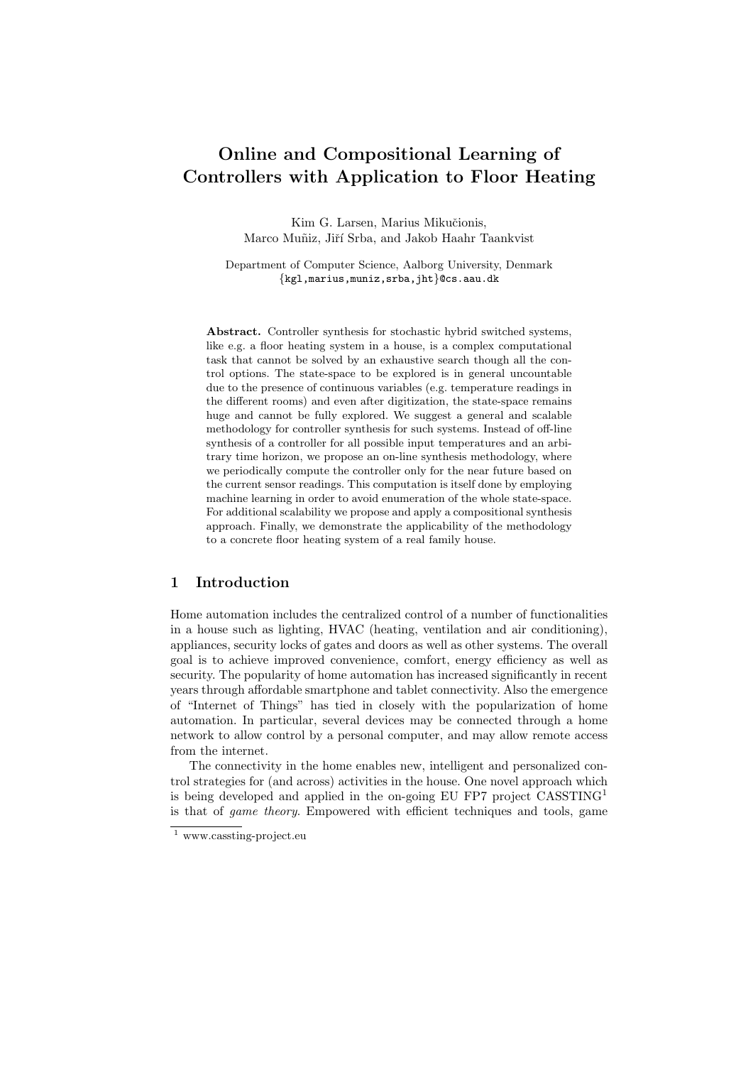# Online and Compositional Learning of Controllers with Application to Floor Heating

Kim G. Larsen, Marius Mikučionis, Marco Muñiz, Jiří Srba, and Jakob Haahr Taankvist

Department of Computer Science, Aalborg University, Denmark
{kgl,marius,muniz,srba,jht}@cs.aau.dk

**Abstract.** Controller synthesis for stochastic hybrid switched systems, like e.g. a floor heating system in a house, is a complex computational task that cannot be solved by an exhaustive search though all the control options. The state-space to be explored is in general uncountable due to the presence of continuous variables (e.g. temperature readings in the different rooms) and even after digitization, the state-space remains huge and cannot be fully explored. We suggest a general and scalable methodology for controller synthesis for such systems. Instead of off-line synthesis of a controller for all possible input temperatures and an arbitrary time horizon, we propose an on-line synthesis methodology, where we periodically compute the controller only for the near future based on the current sensor readings. This computation is itself done by employing machine learning in order to avoid enumeration of the whole state-space. For additional scalability we propose and apply a compositional synthesis approach. Finally, we demonstrate the applicability of the methodology to a concrete floor heating system of a real family house.

## 1 Introduction

Home automation includes the centralized control of a number of functionalities in a house such as lighting, HVAC (heating, ventilation and air conditioning), appliances, security locks of gates and doors as well as other systems. The overall goal is to achieve improved convenience, comfort, energy efficiency as well as security. The popularity of home automation has increased significantly in recent years through affordable smartphone and tablet connectivity. Also the emergence of "Internet of Things" has tied in closely with the popularization of home automation. In particular, several devices may be connected through a home network to allow control by a personal computer, and may allow remote access from the internet.

The connectivity in the home enables new, intelligent and personalized control strategies for (and across) activities in the house. One novel approach which is being developed and applied in the on-going EU FP7 project CASSTING[1] is that of *game theory*. Empowered with efficient techniques and tools, game

[1] www.cassting-project.eu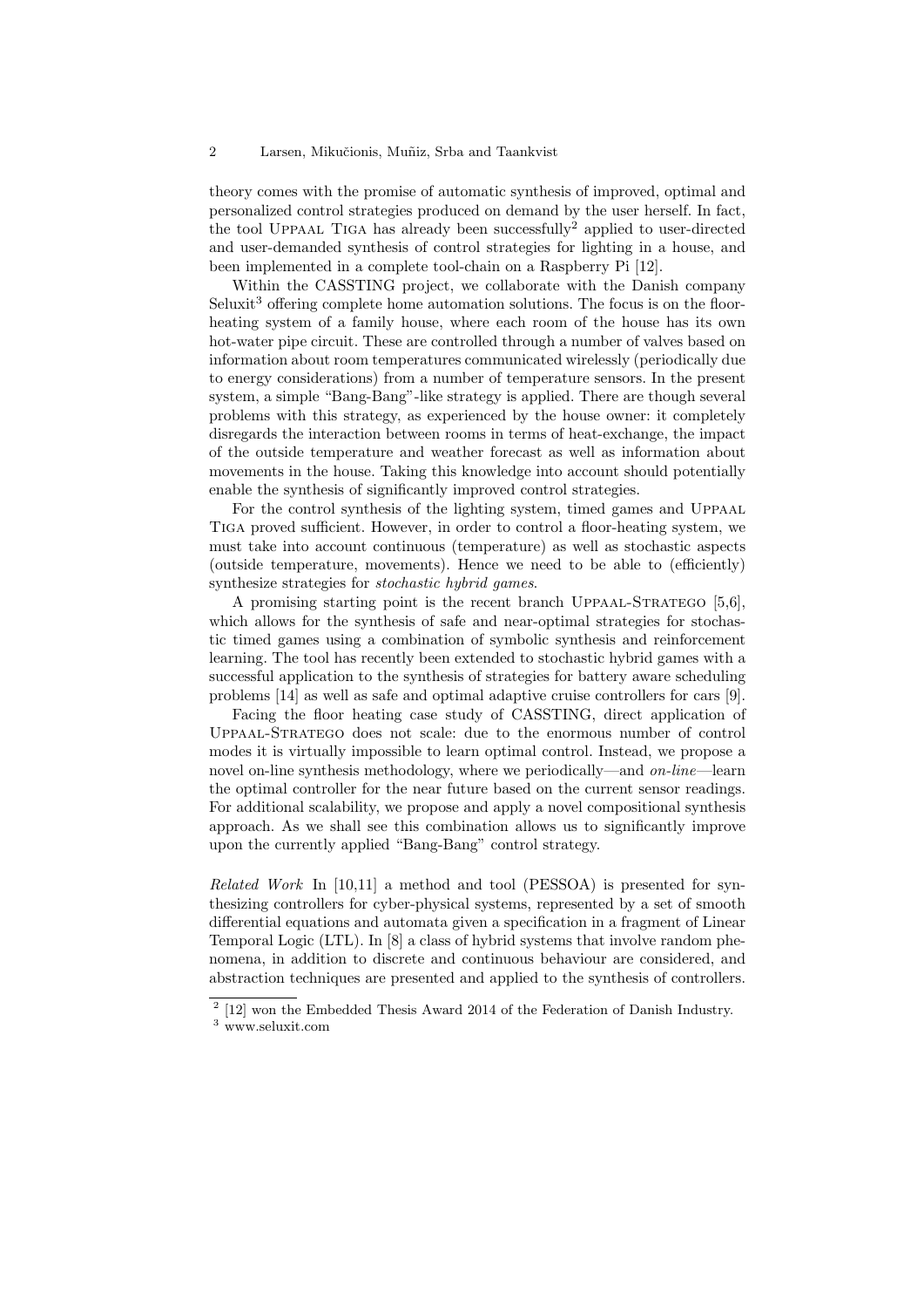theory comes with the promise of automatic synthesis of improved, optimal and personalized control strategies produced on demand by the user herself. In fact, the tool UPPAAL TIGA has already been successfully[2] applied to user-directed and user-demanded synthesis of control strategies for lighting in a house, and been implemented in a complete tool-chain on a Raspberry Pi [12].

Within the CASSTING project, we collaborate with the Danish company Seluxit[3] offering complete home automation solutions. The focus is on the floor-heating system of a family house, where each room of the house has its own hot-water pipe circuit. These are controlled through a number of valves based on information about room temperatures communicated wirelessly (periodically due to energy considerations) from a number of temperature sensors. In the present system, a simple "Bang-Bang"-like strategy is applied. There are though several problems with this strategy, as experienced by the house owner: it completely disregards the interaction between rooms in terms of heat-exchange, the impact of the outside temperature and weather forecast as well as information about movements in the house. Taking this knowledge into account should potentially enable the synthesis of significantly improved control strategies.

For the control synthesis of the lighting system, timed games and UPPAAL TIGA proved sufficient. However, in order to control a floor-heating system, we must take into account continuous (temperature) as well as stochastic aspects (outside temperature, movements). Hence we need to be able to (efficiently) synthesize strategies for *stochastic hybrid games*.

A promising starting point is the recent branch UPPAAL-STRATEGO [5,6], which allows for the synthesis of safe and near-optimal strategies for stochastic timed games using a combination of symbolic synthesis and reinforcement learning. The tool has recently been extended to stochastic hybrid games with a successful application to the synthesis of strategies for battery aware scheduling problems [14] as well as safe and optimal adaptive cruise controllers for cars [9].

Facing the floor heating case study of CASSTING, direct application of UPPAAL-STRATEGO does not scale: due to the enormous number of control modes it is virtually impossible to learn optimal control. Instead, we propose a novel on-line synthesis methodology, where we periodically—and *on-line*—learn the optimal controller for the near future based on the current sensor readings. For additional scalability, we propose and apply a novel compositional synthesis approach. As we shall see this combination allows us to significantly improve upon the currently applied "Bang-Bang" control strategy.

*Related Work* In [10,11] a method and tool (PESSOA) is presented for synthesizing controllers for cyber-physical systems, represented by a set of smooth differential equations and automata given a specification in a fragment of Linear Temporal Logic (LTL). In [8] a class of hybrid systems that involve random phenomena, in addition to discrete and continuous behaviour are considered, and abstraction techniques are presented and applied to the synthesis of controllers.

[2] [12] won the Embedded Thesis Award 2014 of the Federation of Danish Industry.

[3] www.seluxit.com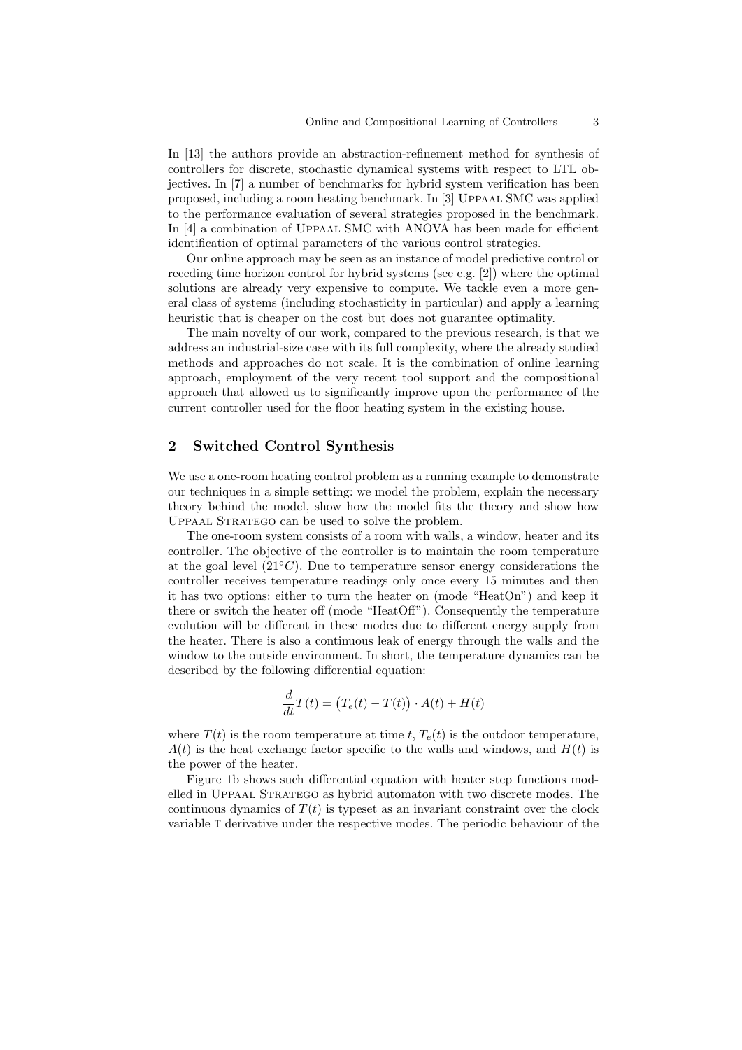In [13] the authors provide an abstraction-refinement method for synthesis of controllers for discrete, stochastic dynamical systems with respect to LTL objectives. In [7] a number of benchmarks for hybrid system verification has been proposed, including a room heating benchmark. In [3] Uppaal SMC was applied to the performance evaluation of several strategies proposed in the benchmark. In [4] a combination of Uppaal SMC with ANOVA has been made for efficient identification of optimal parameters of the various control strategies.

Our online approach may be seen as an instance of model predictive control or receding time horizon control for hybrid systems (see e.g. [2]) where the optimal solutions are already very expensive to compute. We tackle even a more general class of systems (including stochasticity in particular) and apply a learning heuristic that is cheaper on the cost but does not guarantee optimality.

The main novelty of our work, compared to the previous research, is that we address an industrial-size case with its full complexity, where the already studied methods and approaches do not scale. It is the combination of online learning approach, employment of the very recent tool support and the compositional approach that allowed us to significantly improve upon the performance of the current controller used for the floor heating system in the existing house.

## 2 Switched Control Synthesis

We use a one-room heating control problem as a running example to demonstrate our techniques in a simple setting: we model the problem, explain the necessary theory behind the model, show how the model fits the theory and show how Uppaal Stratego can be used to solve the problem.

The one-room system consists of a room with walls, a window, heater and its controller. The objective of the controller is to maintain the room temperature at the goal level ($21°C$). Due to temperature sensor energy considerations the controller receives temperature readings only once every 15 minutes and then it has two options: either to turn the heater on (mode "HeatOn") and keep it there or switch the heater off (mode "HeatOff"). Consequently the temperature evolution will be different in these modes due to different energy supply from the heater. There is also a continuous leak of energy through the walls and the window to the outside environment. In short, the temperature dynamics can be described by the following differential equation:

$$\frac{d}{dt}T(t) = \big(T_e(t) - T(t)\big) \cdot A(t) + H(t)$$

where $T(t)$ is the room temperature at time $t$, $T_e(t)$ is the outdoor temperature, $A(t)$ is the heat exchange factor specific to the walls and windows, and $H(t)$ is the power of the heater.

Figure 1b shows such differential equation with heater step functions modelled in Uppaal Stratego as hybrid automaton with two discrete modes. The continuous dynamics of $T(t)$ is typeset as an invariant constraint over the clock variable `T` derivative under the respective modes. The periodic behaviour of the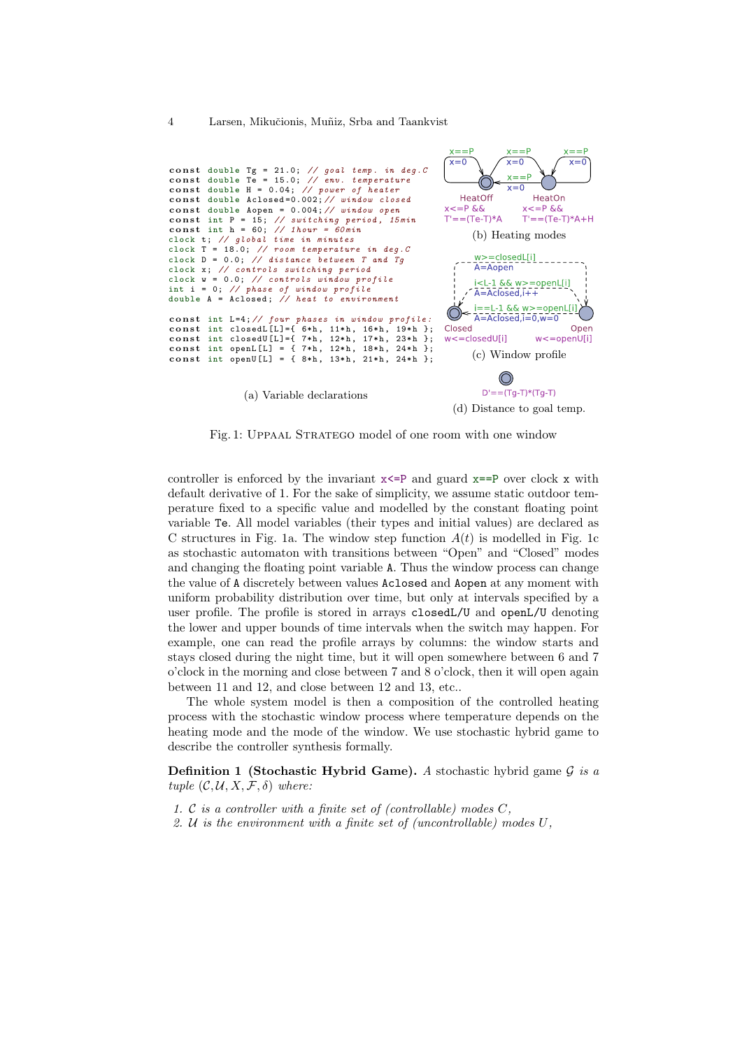```
const double Tg = 21.0; // goal temp. in deg.C
const double Te = 15.0; // env. temperature
const double H = 0.04; // power of heater
const double Aclosed=0.002;// window closed
const double Aopen = 0.004;// window open
const int P = 15; // switching period, 15min
const int h = 60; // 1hour = 60min
clock t; // global time in minutes
clock T = 18.0; // room temperature in deg.C
clock D = 0.0; // distance between T and Tg
clock x; // controls switching period
clock w = 0.0; // controls window profile
int i = 0; // phase of window profile
double A = Aclosed; // heat to environment

const int L=4;// four phases in window profile:
const int closedL[L]={ 6*h, 11*h, 16*h, 19*h };
const int closedU[L]={ 7*h, 12*h, 17*h, 23*h };
const int openL[L] = { 7*h, 12*h, 18*h, 24*h };
const int openU[L] = { 8*h, 13*h, 21*h, 24*h };
```

(a) Variable declarations

```
HeatOff: x<=P && T'==(Te-T)*A
HeatOn:  x<=P && T'==(Te-T)*A+H
HeatOff -> HeatOff: x==P / x=0
HeatOff -> HeatOn:  x==P / x=0
HeatOn  -> HeatOff: x==P / x=0
HeatOn  -> HeatOn:  x==P / x=0
```

(b) Heating modes

```
Closed: w<=closedU[i]
Open:   w<=openU[i]
Closed -> Open:   w>=closedL[i] / A=Aopen
Open -> Closed:   i<L-1 && w>=openL[i] / A=Aclosed,i++
Open -> Closed:   i==L-1 && w>=openL[i] / A=Aclosed,i=0,w=0
```

(c) Window profile

```
D'==(Tg-T)*(Tg-T)
```

(d) Distance to goal temp.

Fig. 1: Uppaal Stratego model of one room with one window

controller is enforced by the invariant x<=P and guard x==P over clock x with default derivative of 1. For the sake of simplicity, we assume static outdoor temperature fixed to a specific value and modelled by the constant floating point variable Te. All model variables (their types and initial values) are declared as C structures in Fig. 1a. The window step function $A(t)$ is modelled in Fig. 1c as stochastic automaton with transitions between "Open" and "Closed" modes and changing the floating point variable A. Thus the window process can change the value of A discretely between values Aclosed and Aopen at any moment with uniform probability distribution over time, but only at intervals specified by a user profile. The profile is stored in arrays closedL/U and openL/U denoting the lower and upper bounds of time intervals when the switch may happen. For example, one can read the profile arrays by columns: the window starts and stays closed during the night time, but it will open somewhere between 6 and 7 o'clock in the morning and close between 7 and 8 o'clock, then it will open again between 11 and 12, and close between 12 and 13, etc..

The whole system model is then a composition of the controlled heating process with the stochastic window process where temperature depends on the heating mode and the mode of the window. We use stochastic hybrid game to describe the controller synthesis formally.

**Definition 1 (Stochastic Hybrid Game).** *A stochastic hybrid game $\mathcal{G}$ is a tuple $(\mathcal{C}, \mathcal{U}, X, \mathcal{F}, \delta)$ where:*

1. *$\mathcal{C}$ is a controller with a finite set of (controllable) modes $C$,*
2. *$\mathcal{U}$ is the environment with a finite set of (uncontrollable) modes $U$,*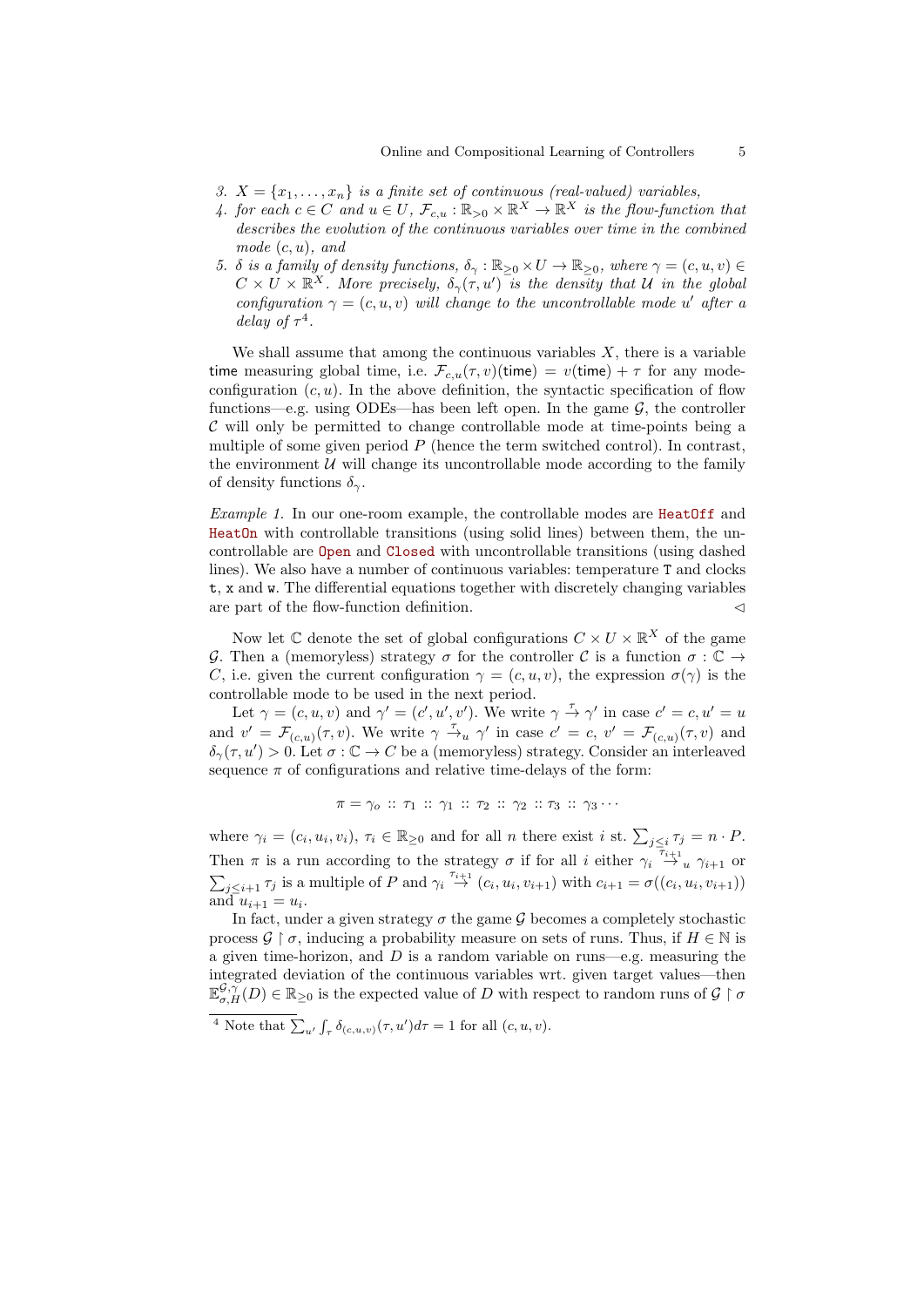3. $X = \{x_1, \ldots, x_n\}$ *is a finite set of continuous (real-valued) variables,*
4. *for each* $c \in C$ *and* $u \in U$, $\mathcal{F}_{c,u} : \mathbb{R}_{>0} \times \mathbb{R}^X \to \mathbb{R}^X$ *is the flow-function that describes the evolution of the continuous variables over time in the combined mode* $(c, u)$, *and*
5. $\delta$ *is a family of density functions,* $\delta_\gamma : \mathbb{R}_{\geq 0} \times U \to \mathbb{R}_{\geq 0}$, *where* $\gamma = (c, u, v) \in C \times U \times \mathbb{R}^X$. *More precisely,* $\delta_\gamma(\tau, u')$ *is the density that* $\mathcal{U}$ *in the global configuration* $\gamma = (c, u, v)$ *will change to the uncontrollable mode* $u'$ *after a delay of* $\tau$[4].

We shall assume that among the continuous variables $X$, there is a variable $\mathsf{time}$ measuring global time, i.e. $\mathcal{F}_{c,u}(\tau, v)(\mathsf{time}) = v(\mathsf{time}) + \tau$ for any mode-configuration $(c, u)$. In the above definition, the syntactic specification of flow functions—e.g. using ODEs—has been left open. In the game $\mathcal{G}$, the controller $\mathcal{C}$ will only be permitted to change controllable mode at time-points being a multiple of some given period $P$ (hence the term switched control). In contrast, the environment $\mathcal{U}$ will change its uncontrollable mode according to the family of density functions $\delta_\gamma$.

*Example 1.* In our one-room example, the controllable modes are `HeatOff` and `HeatOn` with controllable transitions (using solid lines) between them, the uncontrollable are `Open` and `Closed` with uncontrollable transitions (using dashed lines). We also have a number of continuous variables: temperature `T` and clocks `t`, `x` and `w`. The differential equations together with discretely changing variables are part of the flow-function definition. $\lhd$

Now let $\mathbb{C}$ denote the set of global configurations $C \times U \times \mathbb{R}^X$ of the game $\mathcal{G}$. Then a (memoryless) strategy $\sigma$ for the controller $\mathcal{C}$ is a function $\sigma : \mathbb{C} \to C$, i.e. given the current configuration $\gamma = (c, u, v)$, the expression $\sigma(\gamma)$ is the controllable mode to be used in the next period.

Let $\gamma = (c, u, v)$ and $\gamma' = (c', u', v')$. We write $\gamma \xrightarrow{\tau} \gamma'$ in case $c' = c, u' = u$ and $v' = \mathcal{F}_{(c,u)}(\tau, v)$. We write $\gamma \xrightarrow{\tau}_u \gamma'$ in case $c' = c$, $v' = \mathcal{F}_{(c,u)}(\tau, v)$ and $\delta_\gamma(\tau, u') > 0$. Let $\sigma : \mathbb{C} \to C$ be a (memoryless) strategy. Consider an interleaved sequence $\pi$ of configurations and relative time-delays of the form:

$$\pi = \gamma_o \ :: \ \tau_1 \ :: \ \gamma_1 \ :: \ \tau_2 \ :: \ \gamma_2 \ :: \ \tau_3 \ :: \ \gamma_3 \cdots$$

where $\gamma_i = (c_i, u_i, v_i)$, $\tau_i \in \mathbb{R}_{\geq 0}$ and for all $n$ there exist $i$ st. $\sum_{j \leq i} \tau_j = n \cdot P$. Then $\pi$ is a run according to the strategy $\sigma$ if for all $i$ either $\gamma_i \xrightarrow{\tau_{i+1}}_u \gamma_{i+1}$ or $\sum_{j \leq i+1} \tau_j$ is a multiple of $P$ and $\gamma_i \xrightarrow{\tau_{i+1}} (c_i, u_i, v_{i+1})$ with $c_{i+1} = \sigma((c_i, u_i, v_{i+1}))$ and $u_{i+1} = u_i$.

In fact, under a given strategy $\sigma$ the game $\mathcal{G}$ becomes a completely stochastic process $\mathcal{G} \upharpoonright \sigma$, inducing a probability measure on sets of runs. Thus, if $H \in \mathbb{N}$ is a given time-horizon, and $D$ is a random variable on runs—e.g. measuring the integrated deviation of the continuous variables wrt. given target values—then $\mathbb{E}^{\mathcal{G},\gamma}_{\sigma,H}(D) \in \mathbb{R}_{\geq 0}$ is the expected value of $D$ with respect to random runs of $\mathcal{G} \upharpoonright \sigma$

---

[4] Note that $\sum_{u'} \int_\tau \delta_{(c,u,v)}(\tau, u') d\tau = 1$ for all $(c, u, v)$.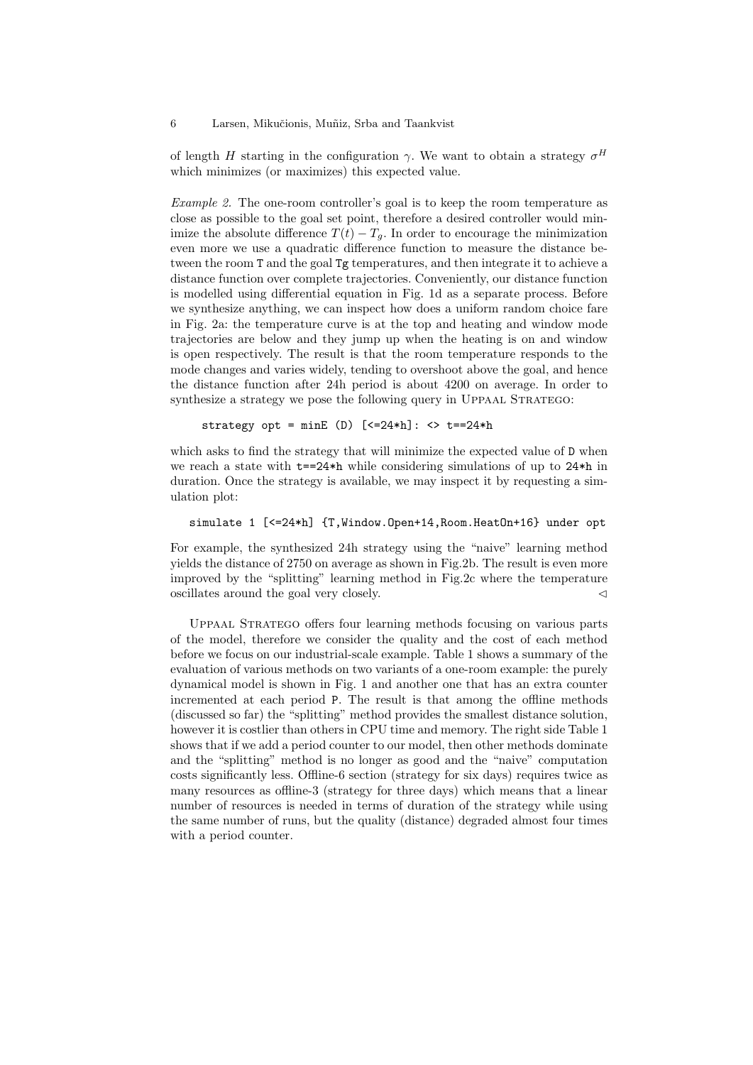of length $H$ starting in the configuration $\gamma$. We want to obtain a strategy $\sigma^H$ which minimizes (or maximizes) this expected value.

*Example 2.* The one-room controller's goal is to keep the room temperature as close as possible to the goal set point, therefore a desired controller would minimize the absolute difference $T(t) - T_g$. In order to encourage the minimization even more we use a quadratic difference function to measure the distance between the room `T` and the goal `Tg` temperatures, and then integrate it to achieve a distance function over complete trajectories. Conveniently, our distance function is modelled using differential equation in Fig. 1d as a separate process. Before we synthesize anything, we can inspect how does a uniform random choice fare in Fig. 2a: the temperature curve is at the top and heating and window mode trajectories are below and they jump up when the heating is on and window is open respectively. The result is that the room temperature responds to the mode changes and varies widely, tending to overshoot above the goal, and hence the distance function after 24h period is about 4200 on average. In order to synthesize a strategy we pose the following query in Uppaal Stratego:

```
strategy opt = minE (D) [<=24*h]: <> t==24*h
```

which asks to find the strategy that will minimize the expected value of `D` when we reach a state with `t==24*h` while considering simulations of up to `24*h` in duration. Once the strategy is available, we may inspect it by requesting a simulation plot:

```
simulate 1 [<=24*h] {T,Window.Open+14,Room.HeatOn+16} under opt
```

For example, the synthesized 24h strategy using the "naive" learning method yields the distance of 2750 on average as shown in Fig.2b. The result is even more improved by the "splitting" learning method in Fig.2c where the temperature oscillates around the goal very closely. $\lhd$

Uppaal Stratego offers four learning methods focusing on various parts of the model, therefore we consider the quality and the cost of each method before we focus on our industrial-scale example. Table 1 shows a summary of the evaluation of various methods on two variants of a one-room example: the purely dynamical model is shown in Fig. 1 and another one that has an extra counter incremented at each period `P`. The result is that among the offline methods (discussed so far) the "splitting" method provides the smallest distance solution, however it is costlier than others in CPU time and memory. The right side Table 1 shows that if we add a period counter to our model, then other methods dominate and the "splitting" method is no longer as good and the "naive" computation costs significantly less. Offline-6 section (strategy for six days) requires twice as many resources as offline-3 (strategy for three days) which means that a linear number of resources is needed in terms of duration of the strategy while using the same number of runs, but the quality (distance) degraded almost four times with a period counter.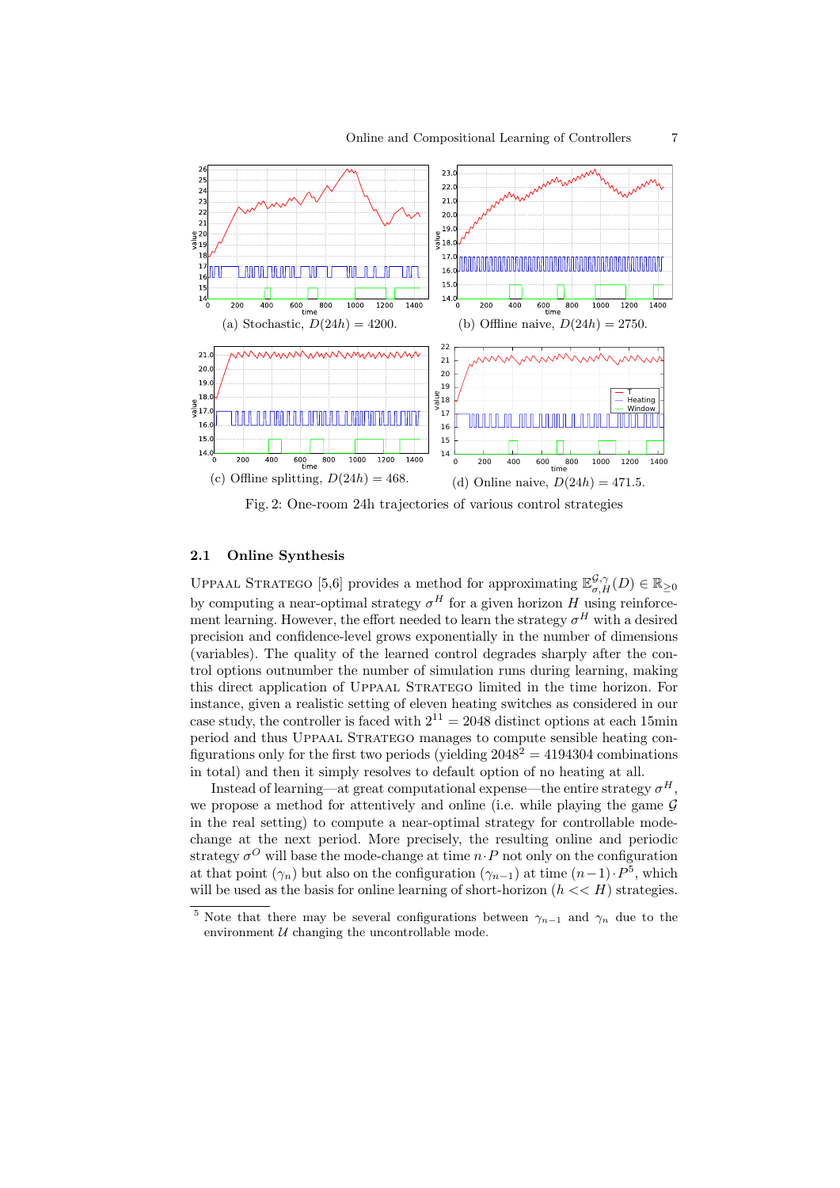(a) Stochastic, $D(24h) = 4200$.

(b) Offline naive, $D(24h) = 2750$.

(c) Offline splitting, $D(24h) = 468$.

(d) Online naive, $D(24h) = 471.5$.

Fig. 2: One-room 24h trajectories of various control strategies

### 2.1 Online Synthesis

Uppaal Stratego [5,6] provides a method for approximating $\mathbb{E}^{\mathcal{G},\gamma}_{\sigma,H}(D) \in \mathbb{R}_{\geq 0}$ by computing a near-optimal strategy $\sigma^H$ for a given horizon $H$ using reinforcement learning. However, the effort needed to learn the strategy $\sigma^H$ with a desired precision and confidence-level grows exponentially in the number of dimensions (variables). The quality of the learned control degrades sharply after the control options outnumber the number of simulation runs during learning, making this direct application of Uppaal Stratego limited in the time horizon. For instance, given a realistic setting of eleven heating switches as considered in our case study, the controller is faced with $2^{11} = 2048$ distinct options at each 15min period and thus Uppaal Stratego manages to compute sensible heating configurations only for the first two periods (yielding $2048^2 = 4194304$ combinations in total) and then it simply resolves to default option of no heating at all.

Instead of learning—at great computational expense—the entire strategy $\sigma^H$, we propose a method for attentively and online (i.e. while playing the game $\mathcal{G}$ in the real setting) to compute a near-optimal strategy for controllable mode-change at the next period. More precisely, the resulting online and periodic strategy $\sigma^O$ will base the mode-change at time $n \cdot P$ not only on the configuration at that point ($\gamma_n$) but also on the configuration ($\gamma_{n-1}$) at time $(n-1) \cdot P$[5], which will be used as the basis for online learning of short-horizon ($h << H$) strategies.

[5] Note that there may be several configurations between $\gamma_{n-1}$ and $\gamma_n$ due to the environment $\mathcal{U}$ changing the uncontrollable mode.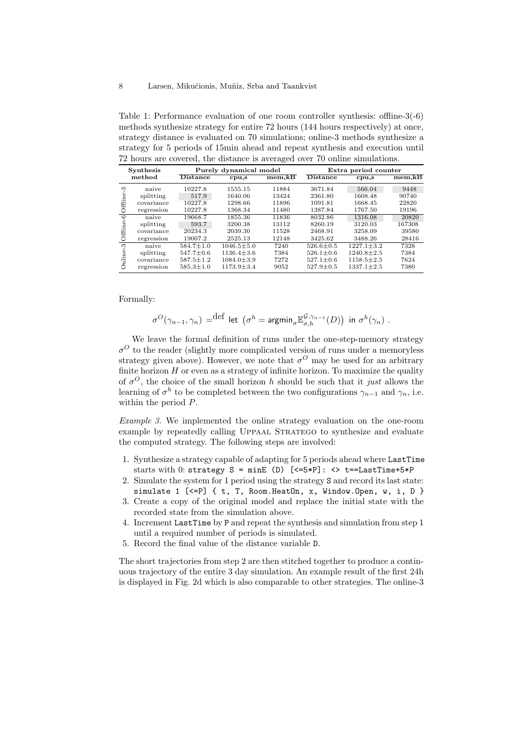Table 1: Performance evaluation of one room controller synthesis: offline-3(-6) methods synthesize strategy for entire 72 hours (144 hours respectively) at once, strategy distance is evaluated on 70 simulations; online-3 methods synthesize a strategy for 5 periods of 15min ahead and repeat synthesis and execution until 72 hours are covered, the distance is averaged over 70 online simulations.

| Synthesis method | | Purely dynamical model | | | Extra period counter | | |
|---|---|---|---|---|---|---|---|
| | | Distance | cpu,s | mem,kB | Distance | cpu,s | mem,kB |
| Offline-3 | naive | 10227.8 | 1555.15 | 11884 | 3671.84 | 566.04 | 9448 |
| | splitting | 517.9 | 1640.06 | 13424 | 2361.80 | 1608.48 | 90740 |
| | covariance | 10227.8 | 1298.66 | 11896 | 1091.81 | 1668.45 | 22820 |
| | regression | 10227.8 | 1368.34 | 11480 | 1387.84 | 1767.50 | 19196 |
| Offline-6 | naive | 19668.7 | 1855.36 | 11836 | 8032.86 | 1316.08 | 20820 |
| | splitting | 593.7 | 3200.38 | 13112 | 8260.19 | 3120.03 | 167308 |
| | covariance | 20234.3 | 2039.30 | 11528 | 2468.91 | 3258.09 | 39580 |
| | regression | 19007.2 | 2525.13 | 12148 | 3425.62 | 3488.26 | 28416 |
| Online-3 | naive | 584.7±1.0 | 1046.5±5.0 | 7240 | 526.6±0.5 | 1227.1±3.2 | 7328 |
| | splitting | 547.7±0.6 | 1136.4±3.6 | 7384 | 526.1±0.6 | 1240.8±2.5 | 7384 |
| | covariance | 587.5±1.2 | 1084.0±3.9 | 7272 | 527.1±0.6 | 1158.5±2.5 | 7624 |
| | regression | 585.3±1.0 | 1173.9±3.4 | 9052 | 527.9±0.5 | 1337.1±2.5 | 7380 |

Formally:

$$\sigma^O(\gamma_{n-1}, \gamma_n) =^{\text{def}} \text{ let } \left(\sigma^h = \text{argmin}_\sigma \mathbb{E}^{\mathcal{G},\gamma_{n-1}}_{\sigma,h}(D)\right) \text{ in } \sigma^h(\gamma_n) .$$

We leave the formal definition of runs under the one-step-memory strategy $\sigma^O$ to the reader (slightly more complicated version of runs under a memoryless strategy given above). However, we note that $\sigma^O$ may be used for an arbitrary finite horizon $H$ or even as a strategy of infinite horizon. To maximize the quality of $\sigma^O$, the choice of the small horizon $h$ should be such that it *just* allows the learning of $\sigma^h$ to be completed between the two configurations $\gamma_{n-1}$ and $\gamma_n$, i.e. within the period $P$.

*Example 3.* We implemented the online strategy evaluation on the one-room example by repeatedly calling Uppaal Stratego to synthesize and evaluate the computed strategy. The following steps are involved:

1. Synthesize a strategy capable of adapting for 5 periods ahead where `LastTime` starts with 0: `strategy S = minE (D) [<=5*P]: <> t==LastTime+5*P`
2. Simulate the system for 1 period using the strategy `S` and record its last state: `simulate 1 [<=P] { t, T, Room.HeatOn, x, Window.Open, w, i, D }`
3. Create a copy of the original model and replace the initial state with the recorded state from the simulation above.
4. Increment `LastTime` by `P` and repeat the synthesis and simulation from step 1 until a required number of periods is simulated.
5. Record the final value of the distance variable `D`.

The short trajectories from step 2 are then stitched together to produce a continuous trajectory of the entire 3 day simulation. An example result of the first 24h is displayed in Fig. 2d which is also comparable to other strategies. The online-3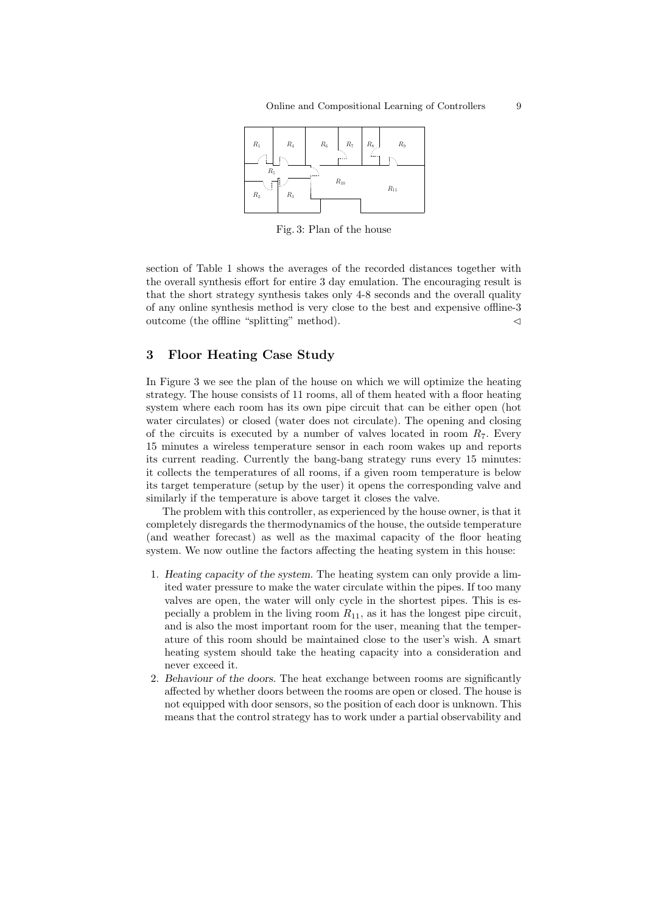Fig. 3: Plan of the house

section of Table 1 shows the averages of the recorded distances together with the overall synthesis effort for entire 3 day emulation. The encouraging result is that the short strategy synthesis takes only 4-8 seconds and the overall quality of any online synthesis method is very close to the best and expensive offline-3 outcome (the offline "splitting" method). ◁

## 3 Floor Heating Case Study

In Figure 3 we see the plan of the house on which we will optimize the heating strategy. The house consists of 11 rooms, all of them heated with a floor heating system where each room has its own pipe circuit that can be either open (hot water circulates) or closed (water does not circulate). The opening and closing of the circuits is executed by a number of valves located in room $R_7$. Every 15 minutes a wireless temperature sensor in each room wakes up and reports its current reading. Currently the bang-bang strategy runs every 15 minutes: it collects the temperatures of all rooms, if a given room temperature is below its target temperature (setup by the user) it opens the corresponding valve and similarly if the temperature is above target it closes the valve.

The problem with this controller, as experienced by the house owner, is that it completely disregards the thermodynamics of the house, the outside temperature (and weather forecast) as well as the maximal capacity of the floor heating system. We now outline the factors affecting the heating system in this house:

1. *Heating capacity of the system.* The heating system can only provide a limited water pressure to make the water circulate within the pipes. If too many valves are open, the water will only cycle in the shortest pipes. This is especially a problem in the living room $R_{11}$, as it has the longest pipe circuit, and is also the most important room for the user, meaning that the temperature of this room should be maintained close to the user's wish. A smart heating system should take the heating capacity into a consideration and never exceed it.
2. *Behaviour of the doors.* The heat exchange between rooms are significantly affected by whether doors between the rooms are open or closed. The house is not equipped with door sensors, so the position of each door is unknown. This means that the control strategy has to work under a partial observability and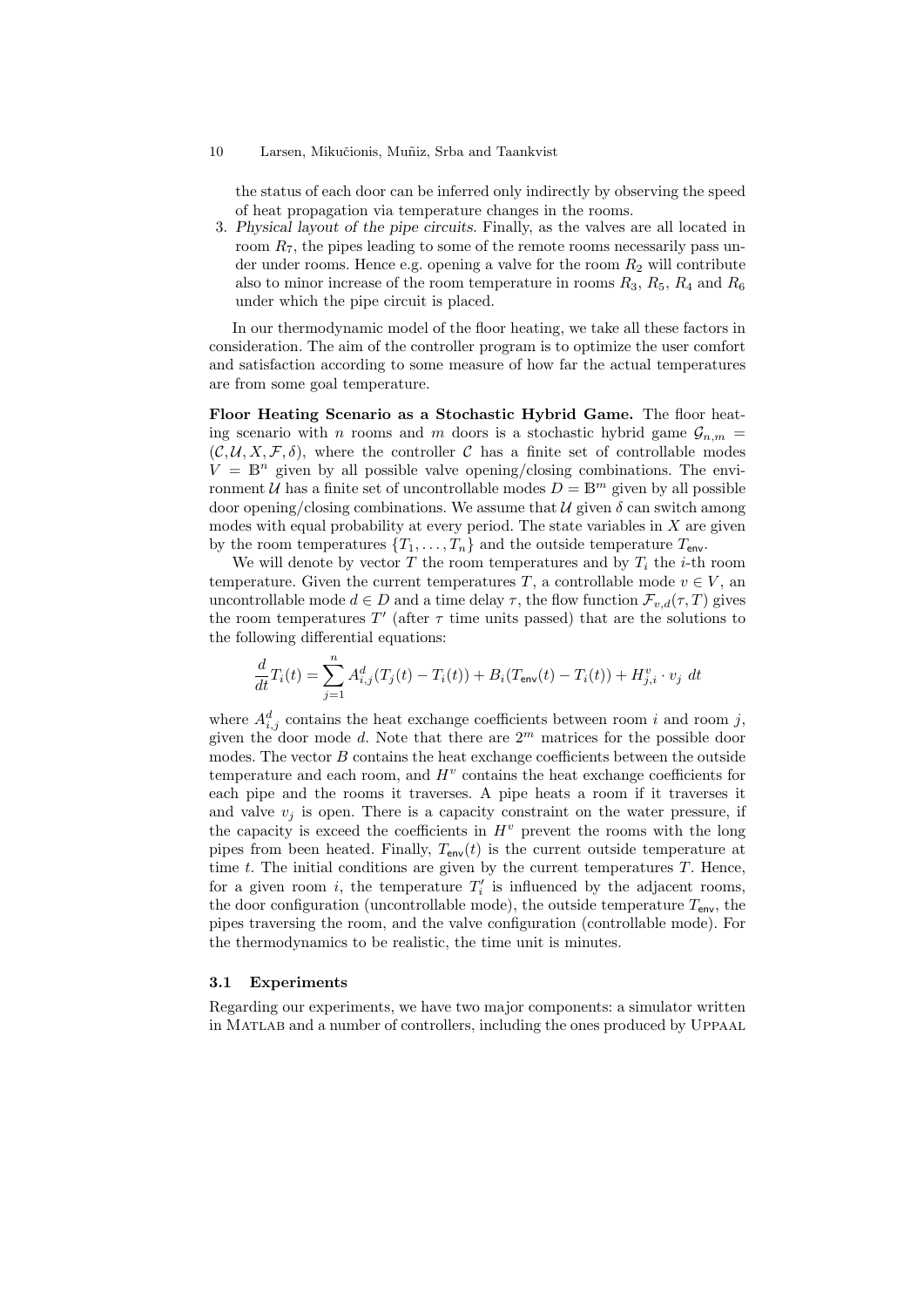the status of each door can be inferred only indirectly by observing the speed of heat propagation via temperature changes in the rooms.

3. *Physical layout of the pipe circuits.* Finally, as the valves are all located in room $R_7$, the pipes leading to some of the remote rooms necessarily pass under under rooms. Hence e.g. opening a valve for the room $R_2$ will contribute also to minor increase of the room temperature in rooms $R_3$, $R_5$, $R_4$ and $R_6$ under which the pipe circuit is placed.

In our thermodynamic model of the floor heating, we take all these factors in consideration. The aim of the controller program is to optimize the user comfort and satisfaction according to some measure of how far the actual temperatures are from some goal temperature.

**Floor Heating Scenario as a Stochastic Hybrid Game.** The floor heating scenario with $n$ rooms and $m$ doors is a stochastic hybrid game $\mathcal{G}_{n,m} = (\mathcal{C}, \mathcal{U}, X, \mathcal{F}, \delta)$, where the controller $\mathcal{C}$ has a finite set of controllable modes $V = \mathbb{B}^n$ given by all possible valve opening/closing combinations. The environment $\mathcal{U}$ has a finite set of uncontrollable modes $D = \mathbb{B}^m$ given by all possible door opening/closing combinations. We assume that $\mathcal{U}$ given $\delta$ can switch among modes with equal probability at every period. The state variables in $X$ are given by the room temperatures $\{T_1, \ldots, T_n\}$ and the outside temperature $T_{\mathsf{env}}$.

We will denote by vector $T$ the room temperatures and by $T_i$ the $i$-th room temperature. Given the current temperatures $T$, a controllable mode $v \in V$, an uncontrollable mode $d \in D$ and a time delay $\tau$, the flow function $\mathcal{F}_{v,d}(\tau, T)$ gives the room temperatures $T'$ (after $\tau$ time units passed) that are the solutions to the following differential equations:

$$\frac{d}{dt}T_i(t) = \sum_{j=1}^{n} A^d_{i,j}(T_j(t) - T_i(t)) + B_i(T_{\mathsf{env}}(t) - T_i(t)) + H^v_{j,i} \cdot v_j \ dt$$

where $A^d_{i,j}$ contains the heat exchange coefficients between room $i$ and room $j$, given the door mode $d$. Note that there are $2^m$ matrices for the possible door modes. The vector $B$ contains the heat exchange coefficients between the outside temperature and each room, and $H^v$ contains the heat exchange coefficients for each pipe and the rooms it traverses. A pipe heats a room if it traverses it and valve $v_j$ is open. There is a capacity constraint on the water pressure, if the capacity is exceed the coefficients in $H^v$ prevent the rooms with the long pipes from been heated. Finally, $T_{\mathsf{env}}(t)$ is the current outside temperature at time $t$. The initial conditions are given by the current temperatures $T$. Hence, for a given room $i$, the temperature $T'_i$ is influenced by the adjacent rooms, the door configuration (uncontrollable mode), the outside temperature $T_{\mathsf{env}}$, the pipes traversing the room, and the valve configuration (controllable mode). For the thermodynamics to be realistic, the time unit is minutes.

### 3.1 Experiments

Regarding our experiments, we have two major components: a simulator written in MATLAB and a number of controllers, including the ones produced by UPPAAL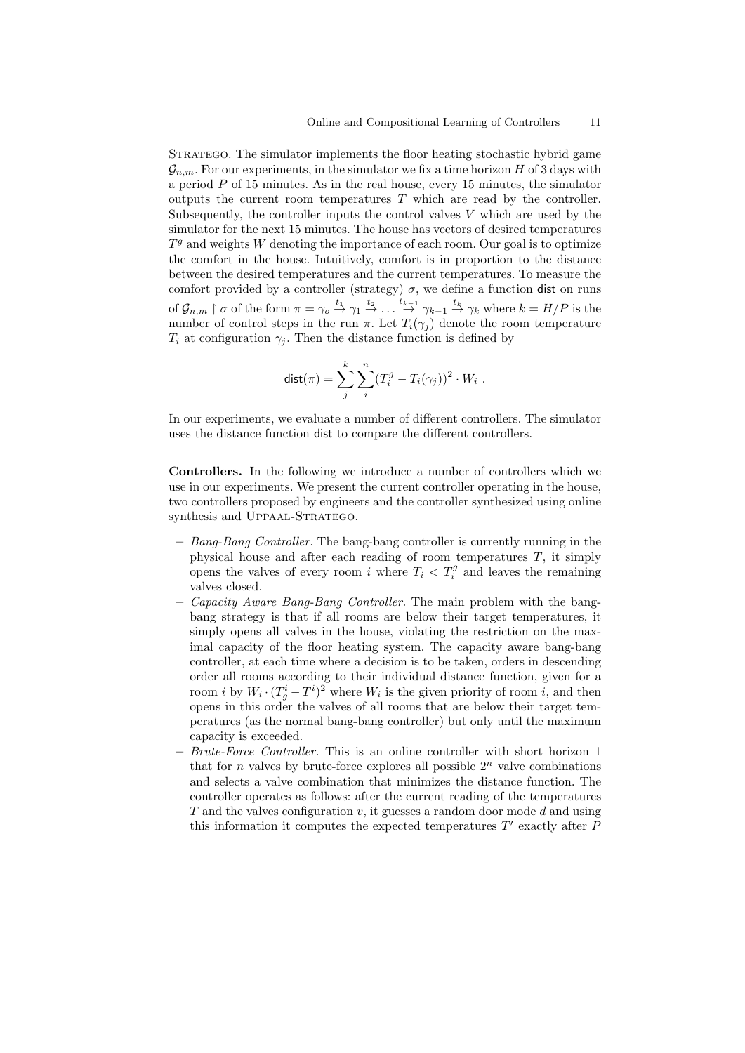STRATEGO. The simulator implements the floor heating stochastic hybrid game $\mathcal{G}_{n,m}$. For our experiments, in the simulator we fix a time horizon $H$ of 3 days with a period $P$ of 15 minutes. As in the real house, every 15 minutes, the simulator outputs the current room temperatures $T$ which are read by the controller. Subsequently, the controller inputs the control valves $V$ which are used by the simulator for the next 15 minutes. The house has vectors of desired temperatures $T^g$ and weights $W$ denoting the importance of each room. Our goal is to optimize the comfort in the house. Intuitively, comfort is in proportion to the distance between the desired temperatures and the current temperatures. To measure the comfort provided by a controller (strategy) $\sigma$, we define a function $\mathsf{dist}$ on runs of $\mathcal{G}_{n,m} \upharpoonright \sigma$ of the form $\pi = \gamma_o \xrightarrow{t_1} \gamma_1 \xrightarrow{t_2} \dots \xrightarrow{t_{k-1}} \gamma_{k-1} \xrightarrow{t_k} \gamma_k$ where $k = H/P$ is the number of control steps in the run $\pi$. Let $T_i(\gamma_j)$ denote the room temperature $T_i$ at configuration $\gamma_j$. Then the distance function is defined by

$$\mathsf{dist}(\pi) = \sum_{j}^{k} \sum_{i}^{n} (T_i^g - T_i(\gamma_j))^2 \cdot W_i \ .$$

In our experiments, we evaluate a number of different controllers. The simulator uses the distance function $\mathsf{dist}$ to compare the different controllers.

**Controllers.** In the following we introduce a number of controllers which we use in our experiments. We present the current controller operating in the house, two controllers proposed by engineers and the controller synthesized using online synthesis and UPPAAL-STRATEGO.

- *Bang-Bang Controller.* The bang-bang controller is currently running in the physical house and after each reading of room temperatures $T$, it simply opens the valves of every room $i$ where $T_i < T_i^g$ and leaves the remaining valves closed.
- *Capacity Aware Bang-Bang Controller.* The main problem with the bang-bang strategy is that if all rooms are below their target temperatures, it simply opens all valves in the house, violating the restriction on the maximal capacity of the floor heating system. The capacity aware bang-bang controller, at each time where a decision is to be taken, orders in descending order all rooms according to their individual distance function, given for a room $i$ by $W_i \cdot (T_g^i - T^i)^2$ where $W_i$ is the given priority of room $i$, and then opens in this order the valves of all rooms that are below their target temperatures (as the normal bang-bang controller) but only until the maximum capacity is exceeded.
- *Brute-Force Controller.* This is an online controller with short horizon 1 that for $n$ valves by brute-force explores all possible $2^n$ valve combinations and selects a valve combination that minimizes the distance function. The controller operates as follows: after the current reading of the temperatures $T$ and the valves configuration $v$, it guesses a random door mode $d$ and using this information it computes the expected temperatures $T'$ exactly after $P$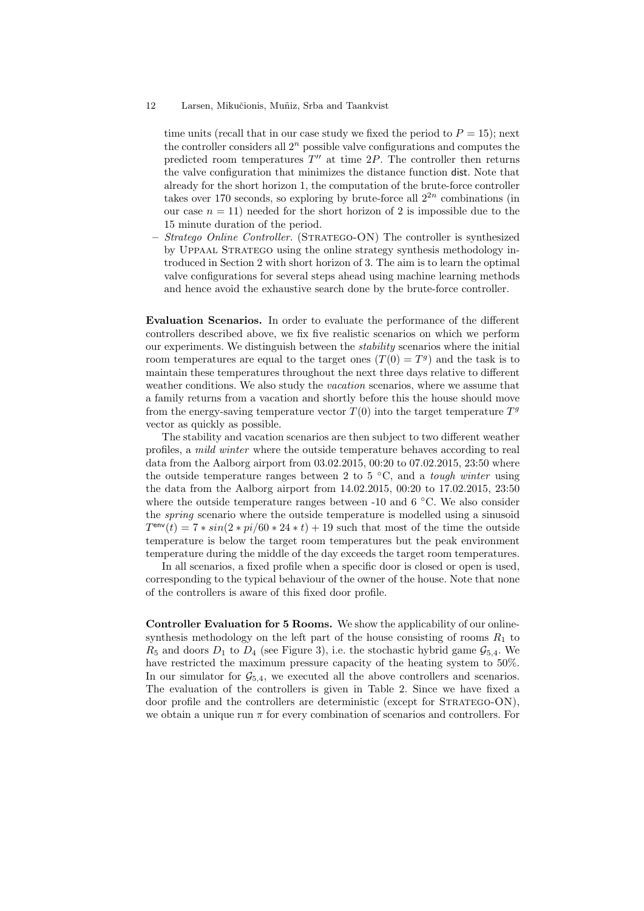time units (recall that in our case study we fixed the period to $P = 15$); next the controller considers all $2^n$ possible valve configurations and computes the predicted room temperatures $T''$ at time $2P$. The controller then returns the valve configuration that minimizes the distance function $\mathsf{dist}$. Note that already for the short horizon 1, the computation of the brute-force controller takes over 170 seconds, so exploring by brute-force all $2^{2n}$ combinations (in our case $n = 11$) needed for the short horizon of 2 is impossible due to the 15 minute duration of the period.

– *Stratego Online Controller.* (Stratego-ON) The controller is synthesized by Uppaal Stratego using the online strategy synthesis methodology introduced in Section 2 with short horizon of 3. The aim is to learn the optimal valve configurations for several steps ahead using machine learning methods and hence avoid the exhaustive search done by the brute-force controller.

**Evaluation Scenarios.** In order to evaluate the performance of the different controllers described above, we fix five realistic scenarios on which we perform our experiments. We distinguish between the *stability* scenarios where the initial room temperatures are equal to the target ones ($T(0) = T^g$) and the task is to maintain these temperatures throughout the next three days relative to different weather conditions. We also study the *vacation* scenarios, where we assume that a family returns from a vacation and shortly before this the house should move from the energy-saving temperature vector $T(0)$ into the target temperature $T^g$ vector as quickly as possible.

The stability and vacation scenarios are then subject to two different weather profiles, a *mild winter* where the outside temperature behaves according to real data from the Aalborg airport from 03.02.2015, 00:20 to 07.02.2015, 23:50 where the outside temperature ranges between 2 to 5 °C, and a *tough winter* using the data from the Aalborg airport from 14.02.2015, 00:20 to 17.02.2015, 23:50 where the outside temperature ranges between -10 and 6 °C. We also consider the *spring* scenario where the outside temperature is modelled using a sinusoid $T^{\mathsf{env}}(t) = 7 * sin(2 * pi/60 * 24 * t) + 19$ such that most of the time the outside temperature is below the target room temperatures but the peak environment temperature during the middle of the day exceeds the target room temperatures.

In all scenarios, a fixed profile when a specific door is closed or open is used, corresponding to the typical behaviour of the owner of the house. Note that none of the controllers is aware of this fixed door profile.

**Controller Evaluation for 5 Rooms.** We show the applicability of our online-synthesis methodology on the left part of the house consisting of rooms $R_1$ to $R_5$ and doors $D_1$ to $D_4$ (see Figure 3), i.e. the stochastic hybrid game $\mathcal{G}_{5,4}$. We have restricted the maximum pressure capacity of the heating system to 50%. In our simulator for $\mathcal{G}_{5,4}$, we executed all the above controllers and scenarios. The evaluation of the controllers is given in Table 2. Since we have fixed a door profile and the controllers are deterministic (except for Stratego-ON), we obtain a unique run $\pi$ for every combination of scenarios and controllers. For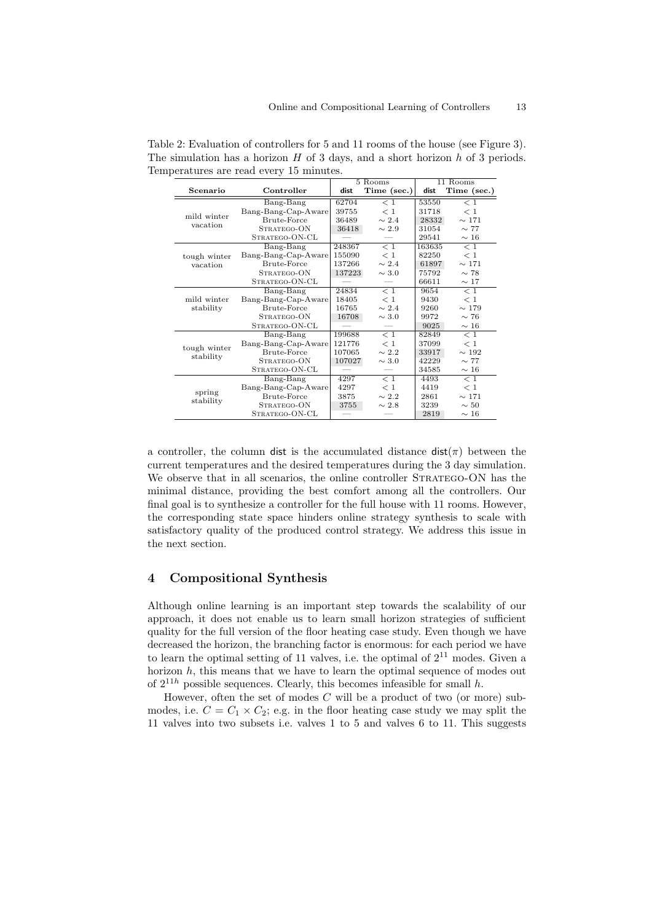Table 2: Evaluation of controllers for 5 and 11 rooms of the house (see Figure 3). The simulation has a horizon $H$ of 3 days, and a short horizon $h$ of 3 periods. Temperatures are read every 15 minutes.

| Scenario | Controller | 5 Rooms | | 11 Rooms | |
|---|---|---|---|---|---|
| | | dist | Time (sec.) | dist | Time (sec.) |
| mild winter vacation | Bang-Bang | 62704 | $< 1$ | 53550 | $< 1$ |
| | Bang-Bang-Cap-Aware | 39755 | $< 1$ | 31718 | $< 1$ |
| | Brute-Force | 36489 | $\sim 2.4$ | 28332 | $\sim 171$ |
| | Stratego-ON | 36418 | $\sim 2.9$ | 31054 | $\sim 77$ |
| | Stratego-ON-CL | — | — | 29541 | $\sim 16$ |
| tough winter vacation | Bang-Bang | 248367 | $< 1$ | 163635 | $< 1$ |
| | Bang-Bang-Cap-Aware | 155090 | $< 1$ | 82250 | $< 1$ |
| | Brute-Force | 137266 | $\sim 2.4$ | 61897 | $\sim 171$ |
| | Stratego-ON | 137223 | $\sim 3.0$ | 75792 | $\sim 78$ |
| | Stratego-ON-CL | — | — | 66611 | $\sim 17$ |
| mild winter stability | Bang-Bang | 24834 | $< 1$ | 9654 | $< 1$ |
| | Bang-Bang-Cap-Aware | 18405 | $< 1$ | 9430 | $< 1$ |
| | Brute-Force | 16765 | $\sim 2.4$ | 9260 | $\sim 179$ |
| | Stratego-ON | 16708 | $\sim 3.0$ | 9972 | $\sim 76$ |
| | Stratego-ON-CL | — | — | 9025 | $\sim 16$ |
| tough winter stability | Bang-Bang | 199688 | $< 1$ | 82849 | $< 1$ |
| | Bang-Bang-Cap-Aware | 121776 | $< 1$ | 37099 | $< 1$ |
| | Brute-Force | 107065 | $\sim 2.2$ | 33917 | $\sim 192$ |
| | Stratego-ON | 107027 | $\sim 3.0$ | 42229 | $\sim 77$ |
| | Stratego-ON-CL | — | — | 34585 | $\sim 16$ |
| spring stability | Bang-Bang | 4297 | $< 1$ | 4493 | $< 1$ |
| | Bang-Bang-Cap-Aware | 4297 | $< 1$ | 4419 | $< 1$ |
| | Brute-Force | 3875 | $\sim 2.2$ | 2861 | $\sim 171$ |
| | Stratego-ON | 3755 | $\sim 2.8$ | 3239 | $\sim 50$ |
| | Stratego-ON-CL | — | — | 2819 | $\sim 16$ |

a controller, the column dist is the accumulated distance $\mathsf{dist}(\pi)$ between the current temperatures and the desired temperatures during the 3 day simulation. We observe that in all scenarios, the online controller Stratego-ON has the minimal distance, providing the best comfort among all the controllers. Our final goal is to synthesize a controller for the full house with 11 rooms. However, the corresponding state space hinders online strategy synthesis to scale with satisfactory quality of the produced control strategy. We address this issue in the next section.

## 4 Compositional Synthesis

Although online learning is an important step towards the scalability of our approach, it does not enable us to learn small horizon strategies of sufficient quality for the full version of the floor heating case study. Even though we have decreased the horizon, the branching factor is enormous: for each period we have to learn the optimal setting of 11 valves, i.e. the optimal of $2^{11}$ modes. Given a horizon $h$, this means that we have to learn the optimal sequence of modes out of $2^{11h}$ possible sequences. Clearly, this becomes infeasible for small $h$.

However, often the set of modes $C$ will be a product of two (or more) submodes, i.e. $C = C_1 \times C_2$; e.g. in the floor heating case study we may split the 11 valves into two subsets i.e. valves 1 to 5 and valves 6 to 11. This suggests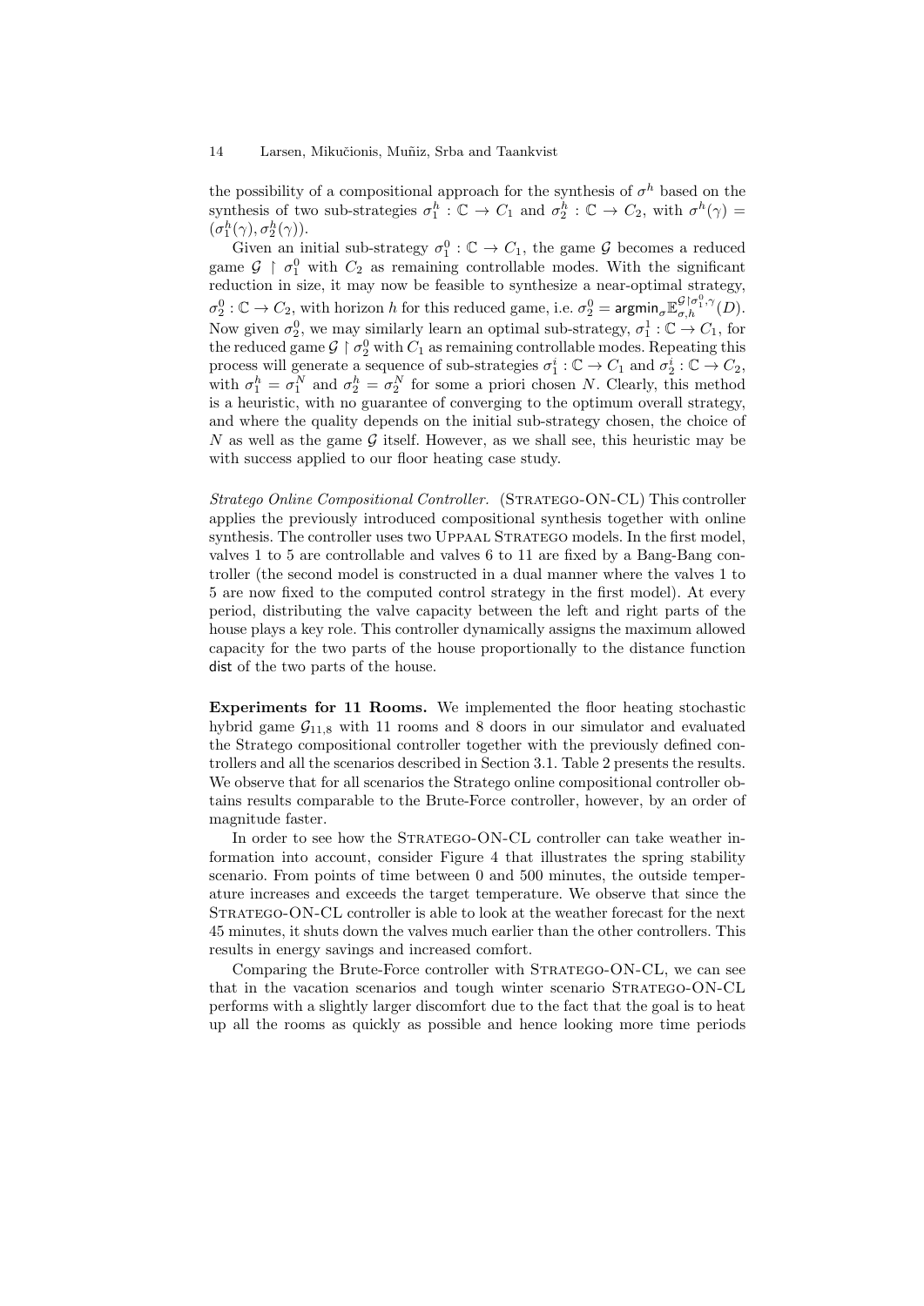the possibility of a compositional approach for the synthesis of $\sigma^h$ based on the synthesis of two sub-strategies $\sigma_1^h : \mathbb{C} \to C_1$ and $\sigma_2^h : \mathbb{C} \to C_2$, with $\sigma^h(\gamma) = (\sigma_1^h(\gamma), \sigma_2^h(\gamma))$.

Given an initial sub-strategy $\sigma_1^0 : \mathbb{C} \to C_1$, the game $\mathcal{G}$ becomes a reduced game $\mathcal{G} \upharpoonright \sigma_1^0$ with $C_2$ as remaining controllable modes. With the significant reduction in size, it may now be feasible to synthesize a near-optimal strategy, $\sigma_2^0 : \mathbb{C} \to C_2$, with horizon $h$ for this reduced game, i.e. $\sigma_2^0 = \mathsf{argmin}_\sigma \mathbb{E}_{\sigma,h}^{\mathcal{G}\upharpoonright\sigma_1^0,\gamma}(D)$. Now given $\sigma_2^0$, we may similarly learn an optimal sub-strategy, $\sigma_1^1 : \mathbb{C} \to C_1$, for the reduced game $\mathcal{G} \upharpoonright \sigma_2^0$ with $C_1$ as remaining controllable modes. Repeating this process will generate a sequence of sub-strategies $\sigma_1^i : \mathbb{C} \to C_1$ and $\sigma_2^i : \mathbb{C} \to C_2$, with $\sigma_1^h = \sigma_1^N$ and $\sigma_2^h = \sigma_2^N$ for some a priori chosen $N$. Clearly, this method is a heuristic, with no guarantee of converging to the optimum overall strategy, and where the quality depends on the initial sub-strategy chosen, the choice of $N$ as well as the game $\mathcal{G}$ itself. However, as we shall see, this heuristic may be with success applied to our floor heating case study.

*Stratego Online Compositional Controller.* (Stratego-ON-CL) This controller applies the previously introduced compositional synthesis together with online synthesis. The controller uses two Uppaal Stratego models. In the first model, valves 1 to 5 are controllable and valves 6 to 11 are fixed by a Bang-Bang controller (the second model is constructed in a dual manner where the valves 1 to 5 are now fixed to the computed control strategy in the first model). At every period, distributing the valve capacity between the left and right parts of the house plays a key role. This controller dynamically assigns the maximum allowed capacity for the two parts of the house proportionally to the distance function dist of the two parts of the house.

**Experiments for 11 Rooms.** We implemented the floor heating stochastic hybrid game $\mathcal{G}_{11,8}$ with 11 rooms and 8 doors in our simulator and evaluated the Stratego compositional controller together with the previously defined controllers and all the scenarios described in Section 3.1. Table 2 presents the results. We observe that for all scenarios the Stratego online compositional controller obtains results comparable to the Brute-Force controller, however, by an order of magnitude faster.

In order to see how the Stratego-ON-CL controller can take weather information into account, consider Figure 4 that illustrates the spring stability scenario. From points of time between 0 and 500 minutes, the outside temperature increases and exceeds the target temperature. We observe that since the Stratego-ON-CL controller is able to look at the weather forecast for the next 45 minutes, it shuts down the valves much earlier than the other controllers. This results in energy savings and increased comfort.

Comparing the Brute-Force controller with Stratego-ON-CL, we can see that in the vacation scenarios and tough winter scenario Stratego-ON-CL performs with a slightly larger discomfort due to the fact that the goal is to heat up all the rooms as quickly as possible and hence looking more time periods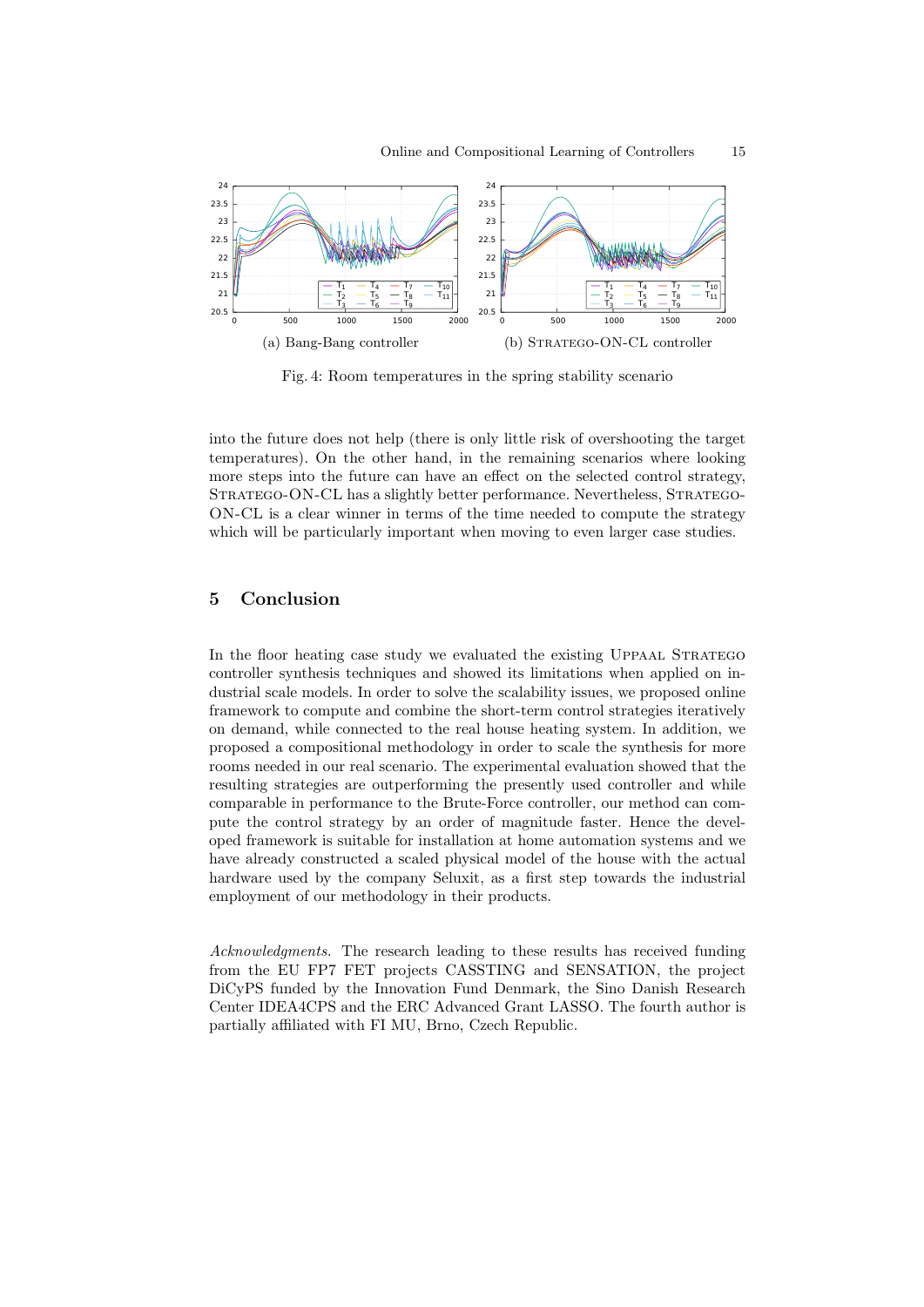24
23.5
23
22.5
22
21.5
21
20.5
0 500 1000 1500 2000
$T_1$ $T_4$ $T_7$ $T_{10}$
$T_2$ $T_5$ $T_8$ $T_{11}$
$T_3$ $T_6$ $T_9$

(a) Bang-Bang controller

24
23.5
23
22.5
22
21.5
21
20.5
0 500 1000 1500 2000
$T_1$ $T_4$ $T_7$ $T_{10}$
$T_2$ $T_5$ $T_8$ $T_{11}$
$T_3$ $T_6$ $T_9$

(b) STRATEGO-ON-CL controller

Fig. 4: Room temperatures in the spring stability scenario

into the future does not help (there is only little risk of overshooting the target temperatures). On the other hand, in the remaining scenarios where looking more steps into the future can have an effect on the selected control strategy, STRATEGO-ON-CL has a slightly better performance. Nevertheless, STRATEGO-ON-CL is a clear winner in terms of the time needed to compute the strategy which will be particularly important when moving to even larger case studies.

## 5 Conclusion

In the floor heating case study we evaluated the existing UPPAAL STRATEGO controller synthesis techniques and showed its limitations when applied on industrial scale models. In order to solve the scalability issues, we proposed online framework to compute and combine the short-term control strategies iteratively on demand, while connected to the real house heating system. In addition, we proposed a compositional methodology in order to scale the synthesis for more rooms needed in our real scenario. The experimental evaluation showed that the resulting strategies are outperforming the presently used controller and while comparable in performance to the Brute-Force controller, our method can compute the control strategy by an order of magnitude faster. Hence the developed framework is suitable for installation at home automation systems and we have already constructed a scaled physical model of the house with the actual hardware used by the company Seluxit, as a first step towards the industrial employment of our methodology in their products.

*Acknowledgments.* The research leading to these results has received funding from the EU FP7 FET projects CASSTING and SENSATION, the project DiCyPS funded by the Innovation Fund Denmark, the Sino Danish Research Center IDEA4CPS and the ERC Advanced Grant LASSO. The fourth author is partially affiliated with FI MU, Brno, Czech Republic.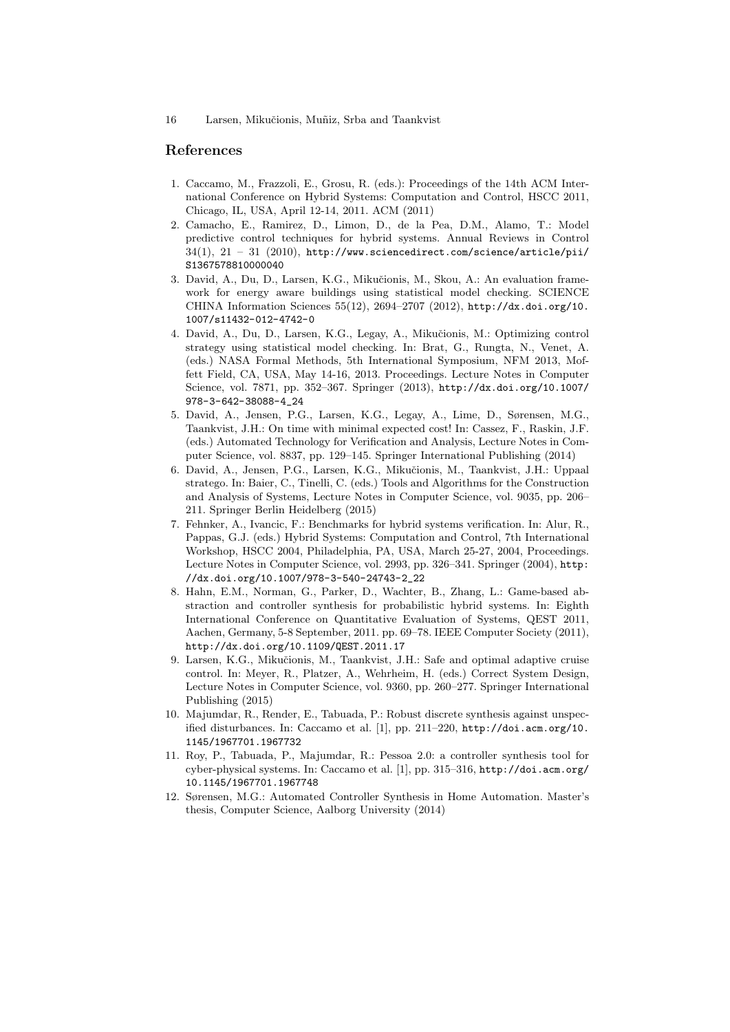## References

1. Caccamo, M., Frazzoli, E., Grosu, R. (eds.): Proceedings of the 14th ACM International Conference on Hybrid Systems: Computation and Control, HSCC 2011, Chicago, IL, USA, April 12-14, 2011. ACM (2011)
2. Camacho, E., Ramirez, D., Limon, D., de la Pea, D.M., Alamo, T.: Model predictive control techniques for hybrid systems. Annual Reviews in Control 34(1), 21 – 31 (2010), http://www.sciencedirect.com/science/article/pii/S1367578810000040
3. David, A., Du, D., Larsen, K.G., Mikučionis, M., Skou, A.: An evaluation framework for energy aware buildings using statistical model checking. SCIENCE CHINA Information Sciences 55(12), 2694–2707 (2012), http://dx.doi.org/10.1007/s11432-012-4742-0
4. David, A., Du, D., Larsen, K.G., Legay, A., Mikučionis, M.: Optimizing control strategy using statistical model checking. In: Brat, G., Rungta, N., Venet, A. (eds.) NASA Formal Methods, 5th International Symposium, NFM 2013, Moffett Field, CA, USA, May 14-16, 2013. Proceedings. Lecture Notes in Computer Science, vol. 7871, pp. 352–367. Springer (2013), http://dx.doi.org/10.1007/978-3-642-38088-4_24
5. David, A., Jensen, P.G., Larsen, K.G., Legay, A., Lime, D., Sørensen, M.G., Taankvist, J.H.: On time with minimal expected cost! In: Cassez, F., Raskin, J.F. (eds.) Automated Technology for Verification and Analysis, Lecture Notes in Computer Science, vol. 8837, pp. 129–145. Springer International Publishing (2014)
6. David, A., Jensen, P.G., Larsen, K.G., Mikučionis, M., Taankvist, J.H.: Uppaal stratego. In: Baier, C., Tinelli, C. (eds.) Tools and Algorithms for the Construction and Analysis of Systems, Lecture Notes in Computer Science, vol. 9035, pp. 206–211. Springer Berlin Heidelberg (2015)
7. Fehnker, A., Ivancic, F.: Benchmarks for hybrid systems verification. In: Alur, R., Pappas, G.J. (eds.) Hybrid Systems: Computation and Control, 7th International Workshop, HSCC 2004, Philadelphia, PA, USA, March 25-27, 2004, Proceedings. Lecture Notes in Computer Science, vol. 2993, pp. 326–341. Springer (2004), http://dx.doi.org/10.1007/978-3-540-24743-2_22
8. Hahn, E.M., Norman, G., Parker, D., Wachter, B., Zhang, L.: Game-based abstraction and controller synthesis for probabilistic hybrid systems. In: Eighth International Conference on Quantitative Evaluation of Systems, QEST 2011, Aachen, Germany, 5-8 September, 2011. pp. 69–78. IEEE Computer Society (2011), http://dx.doi.org/10.1109/QEST.2011.17
9. Larsen, K.G., Mikučionis, M., Taankvist, J.H.: Safe and optimal adaptive cruise control. In: Meyer, R., Platzer, A., Wehrheim, H. (eds.) Correct System Design, Lecture Notes in Computer Science, vol. 9360, pp. 260–277. Springer International Publishing (2015)
10. Majumdar, R., Render, E., Tabuada, P.: Robust discrete synthesis against unspecified disturbances. In: Caccamo et al. [1], pp. 211–220, http://doi.acm.org/10.1145/1967701.1967732
11. Roy, P., Tabuada, P., Majumdar, R.: Pessoa 2.0: a controller synthesis tool for cyber-physical systems. In: Caccamo et al. [1], pp. 315–316, http://doi.acm.org/10.1145/1967701.1967748
12. Sørensen, M.G.: Automated Controller Synthesis in Home Automation. Master's thesis, Computer Science, Aalborg University (2014)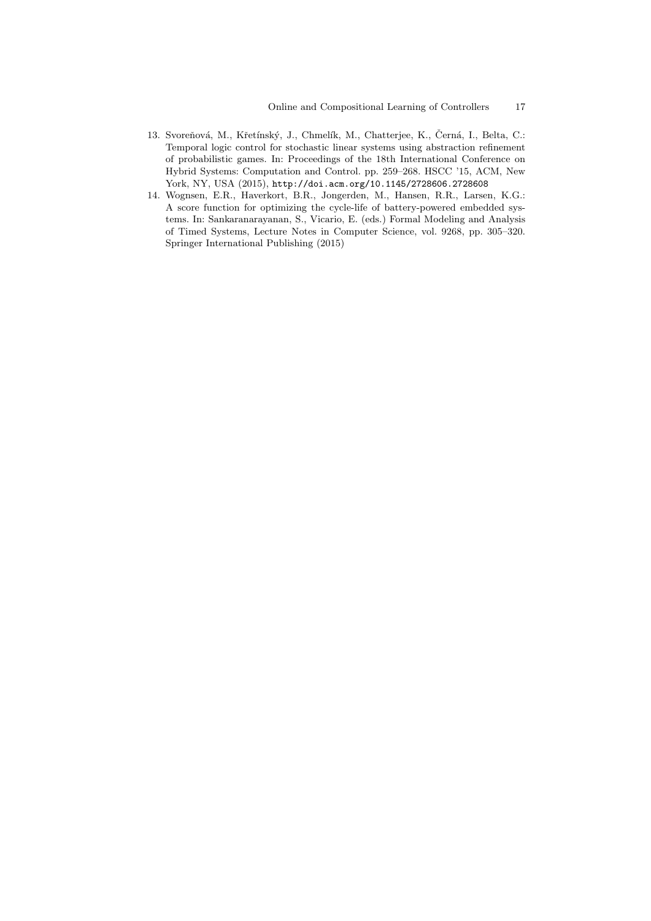13. Svoreňová, M., Křetínský, J., Chmelík, M., Chatterjee, K., Černá, I., Belta, C.: Temporal logic control for stochastic linear systems using abstraction refinement of probabilistic games. In: Proceedings of the 18th International Conference on Hybrid Systems: Computation and Control. pp. 259–268. HSCC '15, ACM, New York, NY, USA (2015), `http://doi.acm.org/10.1145/2728606.2728608`
14. Wognsen, E.R., Haverkort, B.R., Jongerden, M., Hansen, R.R., Larsen, K.G.: A score function for optimizing the cycle-life of battery-powered embedded systems. In: Sankaranarayanan, S., Vicario, E. (eds.) Formal Modeling and Analysis of Timed Systems, Lecture Notes in Computer Science, vol. 9268, pp. 305–320. Springer International Publishing (2015)